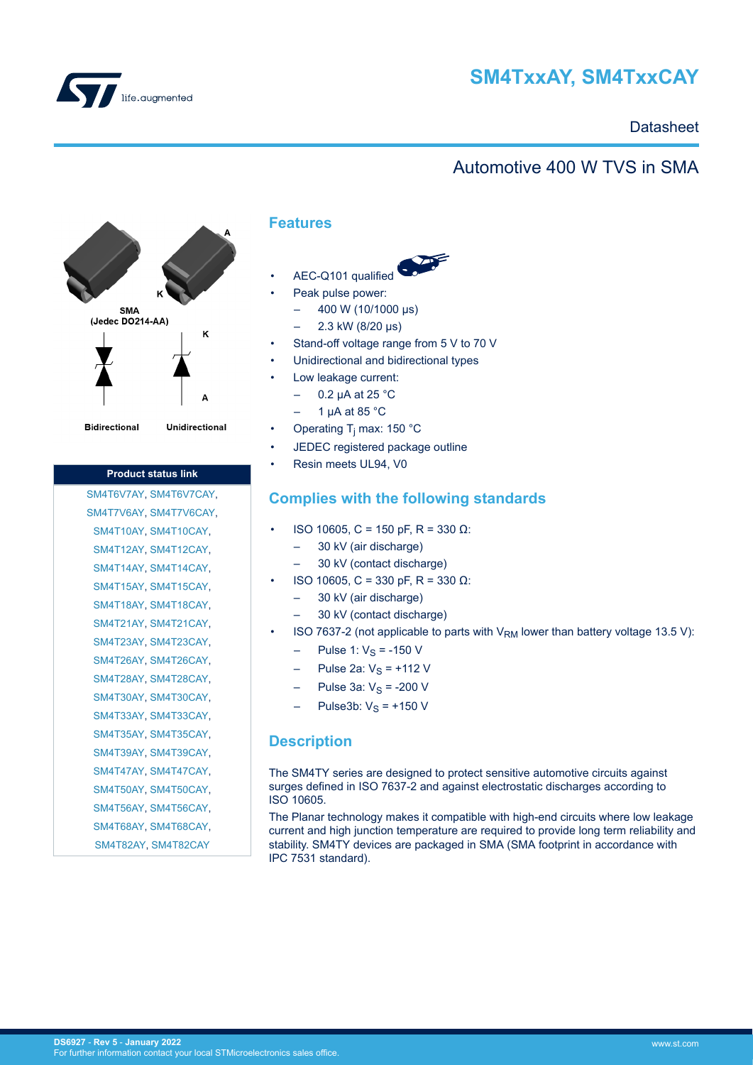# SM4TxxAY, SM4TxxCAY

Datasheet

## Automotive 400 W TVS in SMA

SMA
(Jedec DO214-AA)

Bidirectional    Unidirectional

| Product status link |
|---|
| SM4T6V7AY, SM4T6V7CAY, |
| SM4T7V6AY, SM4T7V6CAY, |
| SM4T10AY, SM4T10CAY, |
| SM4T12AY, SM4T12CAY, |
| SM4T14AY, SM4T14CAY, |
| SM4T15AY, SM4T15CAY, |
| SM4T18AY, SM4T18CAY, |
| SM4T21AY, SM4T21CAY, |
| SM4T23AY, SM4T23CAY, |
| SM4T26AY, SM4T26CAY, |
| SM4T28AY, SM4T28CAY, |
| SM4T30AY, SM4T30CAY, |
| SM4T33AY, SM4T33CAY, |
| SM4T35AY, SM4T35CAY, |
| SM4T39AY, SM4T39CAY, |
| SM4T47AY, SM4T47CAY, |
| SM4T50AY, SM4T50CAY, |
| SM4T56AY, SM4T56CAY, |
| SM4T68AY, SM4T68CAY, |
| SM4T82AY, SM4T82CAY |

## Features

- AEC-Q101 qualified
- Peak pulse power:
  - 400 W (10/1000 µs)
  - 2.3 kW (8/20 µs)
- Stand-off voltage range from 5 V to 70 V
- Unidirectional and bidirectional types
- Low leakage current:
  - 0.2 µA at 25 °C
  - 1 µA at 85 °C
- Operating $T_j$ max: 150 °C
- JEDEC registered package outline
- Resin meets UL94, V0

## Complies with the following standards

- ISO 10605, C = 150 pF, R = 330 Ω:
  - 30 kV (air discharge)
  - 30 kV (contact discharge)
- ISO 10605, C = 330 pF, R = 330 Ω:
  - 30 kV (air discharge)
  - 30 kV (contact discharge)
- ISO 7637-2 (not applicable to parts with $V_{RM}$ lower than battery voltage 13.5 V):
  - Pulse 1: $V_S$ = -150 V
  - Pulse 2a: $V_S$ = +112 V
  - Pulse 3a: $V_S$ = -200 V
  - Pulse3b: $V_S$ = +150 V

## Description

The SM4TY series are designed to protect sensitive automotive circuits against surges defined in ISO 7637-2 and against electrostatic discharges according to ISO 10605.

The Planar technology makes it compatible with high-end circuits where low leakage current and high junction temperature are required to provide long term reliability and stability. SM4TY devices are packaged in SMA (SMA footprint in accordance with IPC 7531 standard).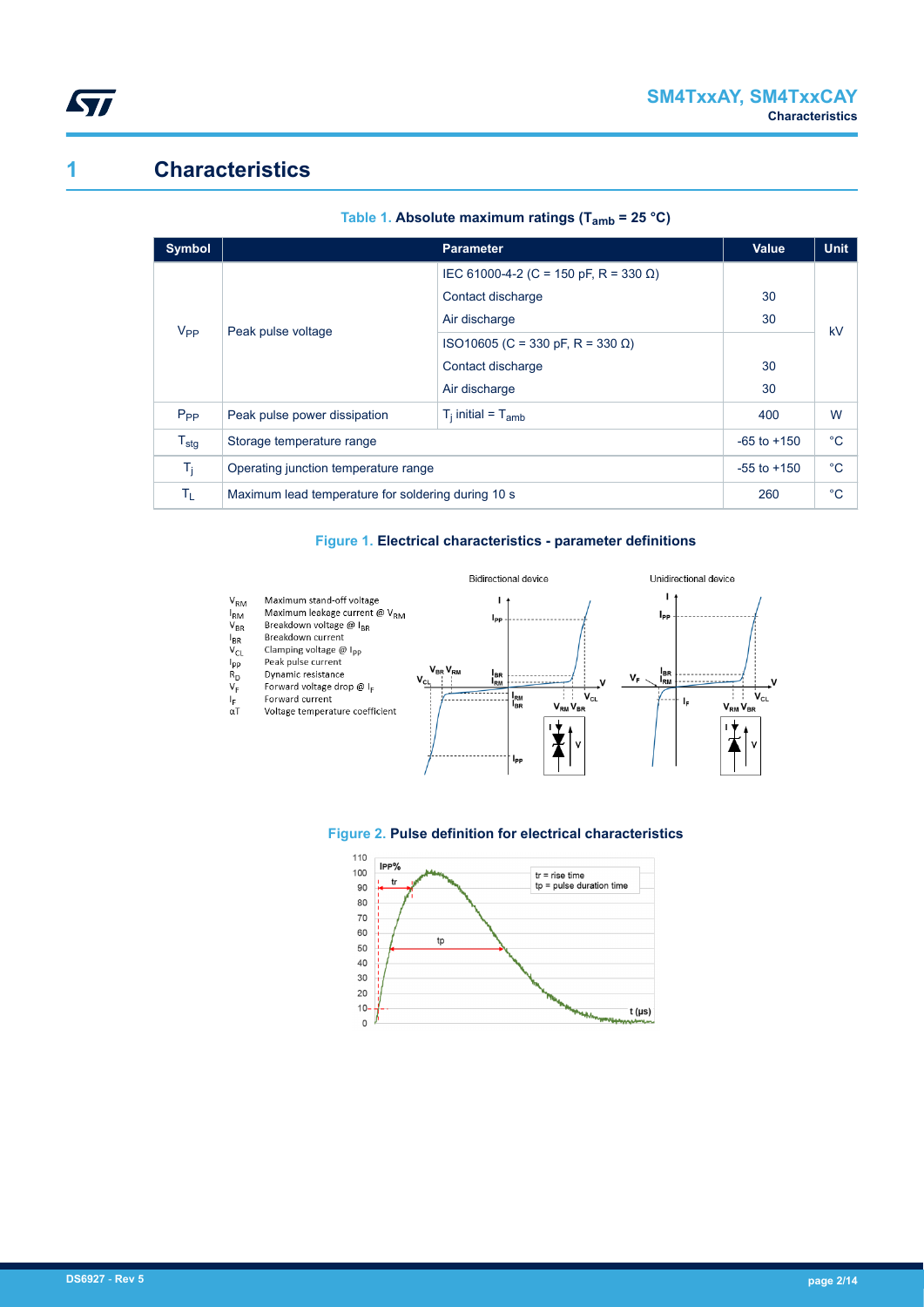# 1 Characteristics

**Table 1. Absolute maximum ratings ($T_{amb}$ = 25 °C)**

| Symbol | Parameter | | Value | Unit |
|---|---|---|---|---|
| $V_{PP}$ | Peak pulse voltage | IEC 61000-4-2 (C = 150 pF, R = 330 Ω) | | kV |
| | | Contact discharge | 30 | |
| | | Air discharge | 30 | |
| | | ISO10605 (C = 330 pF, R = 330 Ω) | | |
| | | Contact discharge | 30 | |
| | | Air discharge | 30 | |
| $P_{PP}$ | Peak pulse power dissipation | $T_j$ initial = $T_{amb}$ | 400 | W |
| $T_{stg}$ | Storage temperature range | | -65 to +150 | °C |
| $T_j$ | Operating junction temperature range | | -55 to +150 | °C |
| $T_L$ | Maximum lead temperature for soldering during 10 s | | 260 | °C |

**Figure 1. Electrical characteristics - parameter definitions**

- $V_{RM}$ Maximum stand-off voltage
- $I_{RM}$ Maximum leakage current @ $V_{RM}$
- $V_{BR}$ Breakdown voltage @ $I_{BR}$
- $I_{BR}$ Breakdown current
- $V_{CL}$ Clamping voltage @ $I_{PP}$
- $I_{PP}$ Peak pulse current
- $R_D$ Dynamic resistance
- $V_F$ Forward voltage drop @ $I_F$
- $I_F$ Forward current
- $\alpha T$ Voltage temperature coefficient

**Figure 2. Pulse definition for electrical characteristics**

tr = rise time
tp = pulse duration time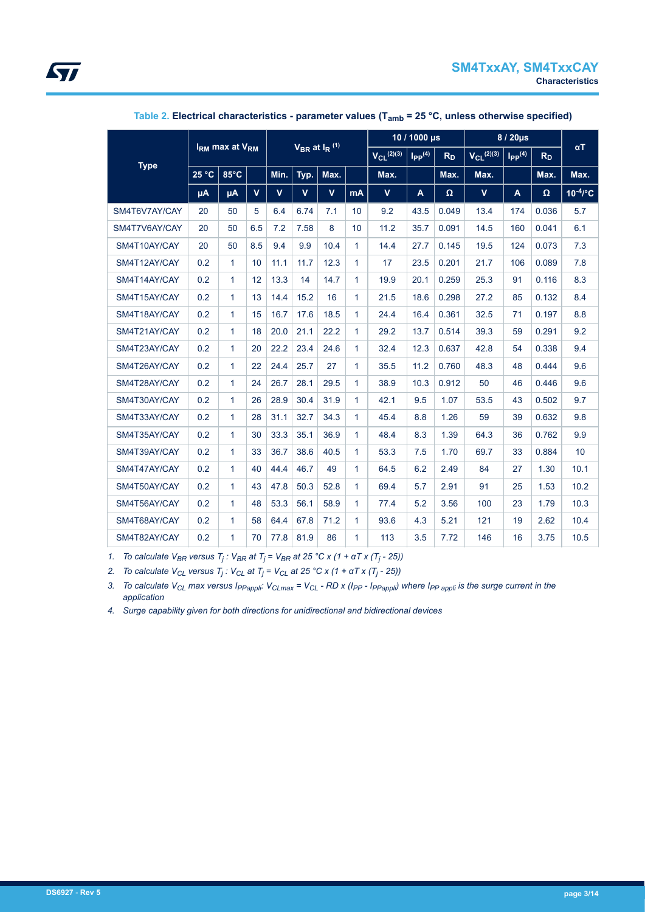**Table 2. Electrical characteristics - parameter values ($T_{amb}$ = 25 °C, unless otherwise specified)**

| Type | $I_{RM}$ max at $V_{RM}$ | | | $V_{BR}$ at $I_R$ [(1)] | | | | 10 / 1000 µs | | | 8 / 20µs | | | αT |
|---|---|---|---|---|---|---|---|---|---|---|---|---|---|---|
| | | | | | | | | $V_{CL}$ [(2)(3)] | $I_{PP}$ [(4)] | $R_D$ | $V_{CL}$ [(2)(3)] | $I_{PP}$ [(4)] | $R_D$ | |
| | 25 °C | 85°C | | Min. | Typ. | Max. | | Max. | | Max. | Max. | | Max. | Max. |
| | µA | µA | V | V | V | V | mA | V | A | Ω | V | A | Ω | $10^{-4}$/°C |
| SM4T6V7AY/CAY | 20 | 50 | 5 | 6.4 | 6.74 | 7.1 | 10 | 9.2 | 43.5 | 0.049 | 13.4 | 174 | 0.036 | 5.7 |
| SM4T7V6AY/CAY | 20 | 50 | 6.5 | 7.2 | 7.58 | 8 | 10 | 11.2 | 35.7 | 0.091 | 14.5 | 160 | 0.041 | 6.1 |
| SM4T10AY/CAY | 20 | 50 | 8.5 | 9.4 | 9.9 | 10.4 | 1 | 14.4 | 27.7 | 0.145 | 19.5 | 124 | 0.073 | 7.3 |
| SM4T12AY/CAY | 0.2 | 1 | 10 | 11.1 | 11.7 | 12.3 | 1 | 17 | 23.5 | 0.201 | 21.7 | 106 | 0.089 | 7.8 |
| SM4T14AY/CAY | 0.2 | 1 | 12 | 13.3 | 14 | 14.7 | 1 | 19.9 | 20.1 | 0.259 | 25.3 | 91 | 0.116 | 8.3 |
| SM4T15AY/CAY | 0.2 | 1 | 13 | 14.4 | 15.2 | 16 | 1 | 21.5 | 18.6 | 0.298 | 27.2 | 85 | 0.132 | 8.4 |
| SM4T18AY/CAY | 0.2 | 1 | 15 | 16.7 | 17.6 | 18.5 | 1 | 24.4 | 16.4 | 0.361 | 32.5 | 71 | 0.197 | 8.8 |
| SM4T21AY/CAY | 0.2 | 1 | 18 | 20.0 | 21.1 | 22.2 | 1 | 29.2 | 13.7 | 0.514 | 39.3 | 59 | 0.291 | 9.2 |
| SM4T23AY/CAY | 0.2 | 1 | 20 | 22.2 | 23.4 | 24.6 | 1 | 32.4 | 12.3 | 0.637 | 42.8 | 54 | 0.338 | 9.4 |
| SM4T26AY/CAY | 0.2 | 1 | 22 | 24.4 | 25.7 | 27 | 1 | 35.5 | 11.2 | 0.760 | 48.3 | 48 | 0.444 | 9.6 |
| SM4T28AY/CAY | 0.2 | 1 | 24 | 26.7 | 28.1 | 29.5 | 1 | 38.9 | 10.3 | 0.912 | 50 | 46 | 0.446 | 9.6 |
| SM4T30AY/CAY | 0.2 | 1 | 26 | 28.9 | 30.4 | 31.9 | 1 | 42.1 | 9.5 | 1.07 | 53.5 | 43 | 0.502 | 9.7 |
| SM4T33AY/CAY | 0.2 | 1 | 28 | 31.1 | 32.7 | 34.3 | 1 | 45.4 | 8.8 | 1.26 | 59 | 39 | 0.632 | 9.8 |
| SM4T35AY/CAY | 0.2 | 1 | 30 | 33.3 | 35.1 | 36.9 | 1 | 48.4 | 8.3 | 1.39 | 64.3 | 36 | 0.762 | 9.9 |
| SM4T39AY/CAY | 0.2 | 1 | 33 | 36.7 | 38.6 | 40.5 | 1 | 53.3 | 7.5 | 1.70 | 69.7 | 33 | 0.884 | 10 |
| SM4T47AY/CAY | 0.2 | 1 | 40 | 44.4 | 46.7 | 49 | 1 | 64.5 | 6.2 | 2.49 | 84 | 27 | 1.30 | 10.1 |
| SM4T50AY/CAY | 0.2 | 1 | 43 | 47.8 | 50.3 | 52.8 | 1 | 69.4 | 5.7 | 2.91 | 91 | 25 | 1.53 | 10.2 |
| SM4T56AY/CAY | 0.2 | 1 | 48 | 53.3 | 56.1 | 58.9 | 1 | 77.4 | 5.2 | 3.56 | 100 | 23 | 1.79 | 10.3 |
| SM4T68AY/CAY | 0.2 | 1 | 58 | 64.4 | 67.8 | 71.2 | 1 | 93.6 | 4.3 | 5.21 | 121 | 19 | 2.62 | 10.4 |
| SM4T82AY/CAY | 0.2 | 1 | 70 | 77.8 | 81.9 | 86 | 1 | 113 | 3.5 | 7.72 | 146 | 16 | 3.75 | 10.5 |

1. *To calculate $V_{BR}$ versus $T_j$ : $V_{BR}$ at $T_j$ = $V_{BR}$ at 25 °C x (1 + αT x ($T_j$ - 25))*
2. *To calculate $V_{CL}$ versus $T_j$ : $V_{CL}$ at $T_j$ = $V_{CL}$ at 25 °C x (1 + αT x ($T_j$ - 25))*
3. *To calculate $V_{CL}$ max versus $I_{PPappli}$: $V_{CLmax}$ = $V_{CL}$ - RD x ($I_{PP}$ - $I_{PPappli}$) where $I_{PP\ appli}$ is the surge current in the application*
4. *Surge capability given for both directions for unidirectional and bidirectional devices*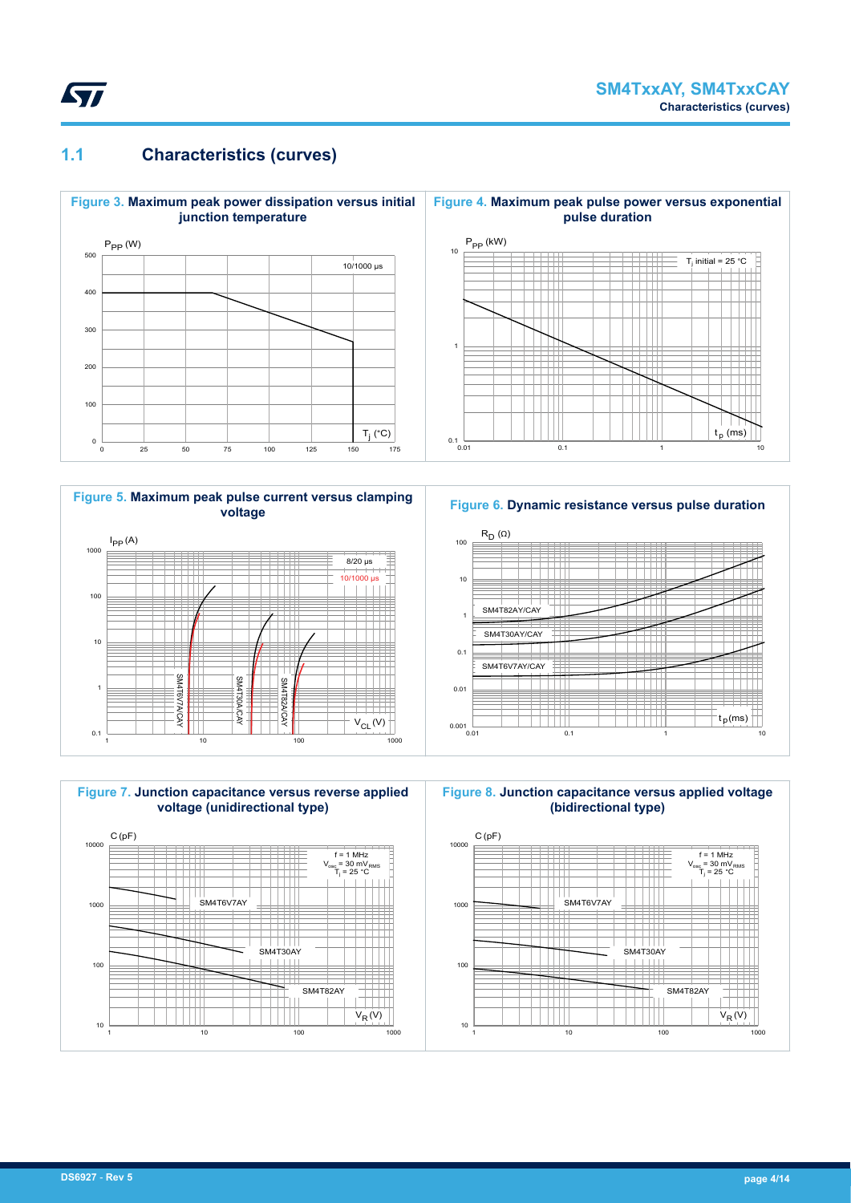## 1.1 Characteristics (curves)

**Figure 3. Maximum peak power dissipation versus initial junction temperature**

**Figure 4. Maximum peak pulse power versus exponential pulse duration**

**Figure 5. Maximum peak pulse current versus clamping voltage**

**Figure 6. Dynamic resistance versus pulse duration**

**Figure 7. Junction capacitance versus reverse applied voltage (unidirectional type)**

**Figure 8. Junction capacitance versus applied voltage (bidirectional type)**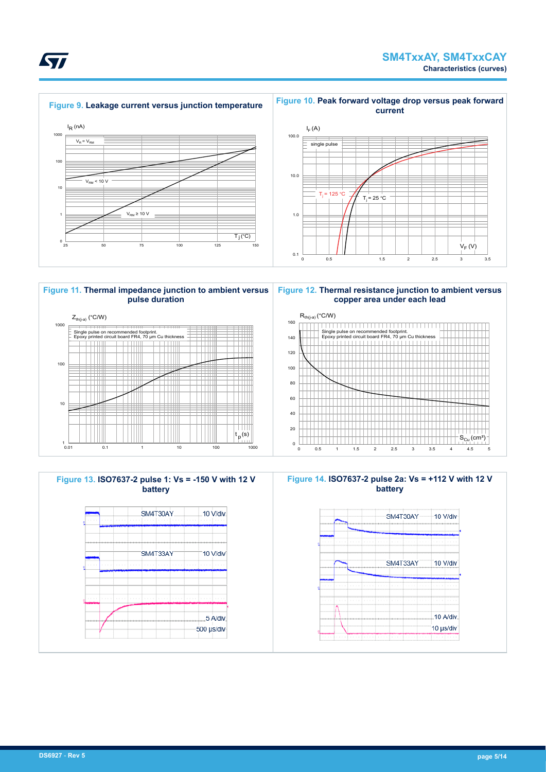**Figure 9.** Leakage current versus junction temperature

$I_R$ (nA)

$V_R = V_{RM}$

$V_{RM} < 10$ V

$V_{RM} \geq 10$ V

$T_j$ (°C)

**Figure 10.** Peak forward voltage drop versus peak forward current

$I_F$ (A)

single pulse

$T_j = 125$ °C

$T_j = 25$ °C

$V_F$ (V)

**Figure 11.** Thermal impedance junction to ambient versus pulse duration

$Z_{th(j-a)}$ (°C/W)

Single pulse on recommended footprint.
Epoxy printed circuit board FR4, 70 µm Cu thickness

$t_p$(s)

**Figure 12.** Thermal resistance junction to ambient versus copper area under each lead

$R_{th(j-a)}$ (°C/W)

Single pulse on recommended footprint.
Epoxy printed circuit board FR4, 70 µm Cu thickness

$S_{Cu}$ (cm²)

**Figure 13.** ISO7637-2 pulse 1: Vs = -150 V with 12 V battery

SM4T30AY 10 V/div

SM4T33AY 10 V/div

5 A/div

500 µs/div

**Figure 14.** ISO7637-2 pulse 2a: Vs = +112 V with 12 V battery

SM4T30AY 10 V/div

SM4T33AY 10 V/div

10 A/div

10 µs/div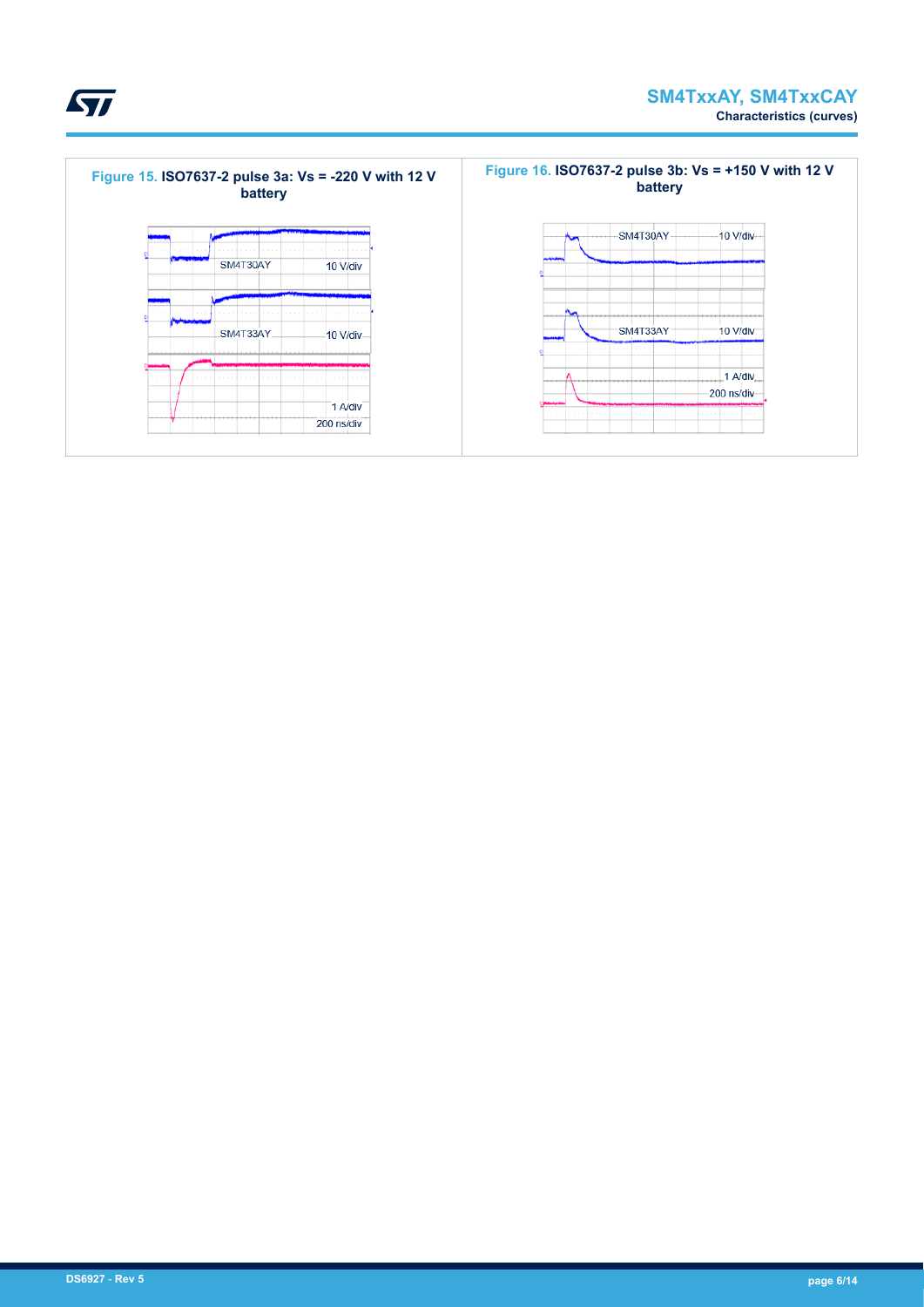Figure 15. ISO7637-2 pulse 3a: Vs = -220 V with 12 V battery

SM4T30AY 10 V/div

SM4T33AY 10 V/div

1 A/div

200 ns/div

Figure 16. ISO7637-2 pulse 3b: Vs = +150 V with 12 V battery

SM4T30AY 10 V/div

SM4T33AY 10 V/div

1 A/div

200 ns/div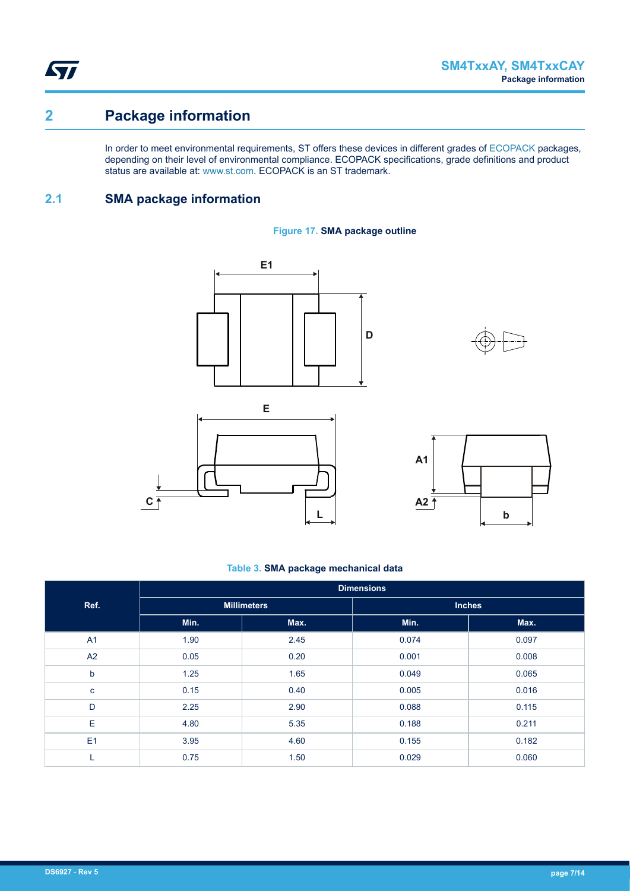# 2 Package information

In order to meet environmental requirements, ST offers these devices in different grades of ECOPACK packages, depending on their level of environmental compliance. ECOPACK specifications, grade definitions and product status are available at: www.st.com. ECOPACK is an ST trademark.

## 2.1 SMA package information

**Figure 17. SMA package outline**

**Table 3. SMA package mechanical data**

| Ref. | Dimensions | | | |
|---|---|---|---|---|
| | Millimeters | | Inches | |
| | Min. | Max. | Min. | Max. |
| A1 | 1.90 | 2.45 | 0.074 | 0.097 |
| A2 | 0.05 | 0.20 | 0.001 | 0.008 |
| b | 1.25 | 1.65 | 0.049 | 0.065 |
| c | 0.15 | 0.40 | 0.005 | 0.016 |
| D | 2.25 | 2.90 | 0.088 | 0.115 |
| E | 4.80 | 5.35 | 0.188 | 0.211 |
| E1 | 3.95 | 4.60 | 0.155 | 0.182 |
| L | 0.75 | 1.50 | 0.029 | 0.060 |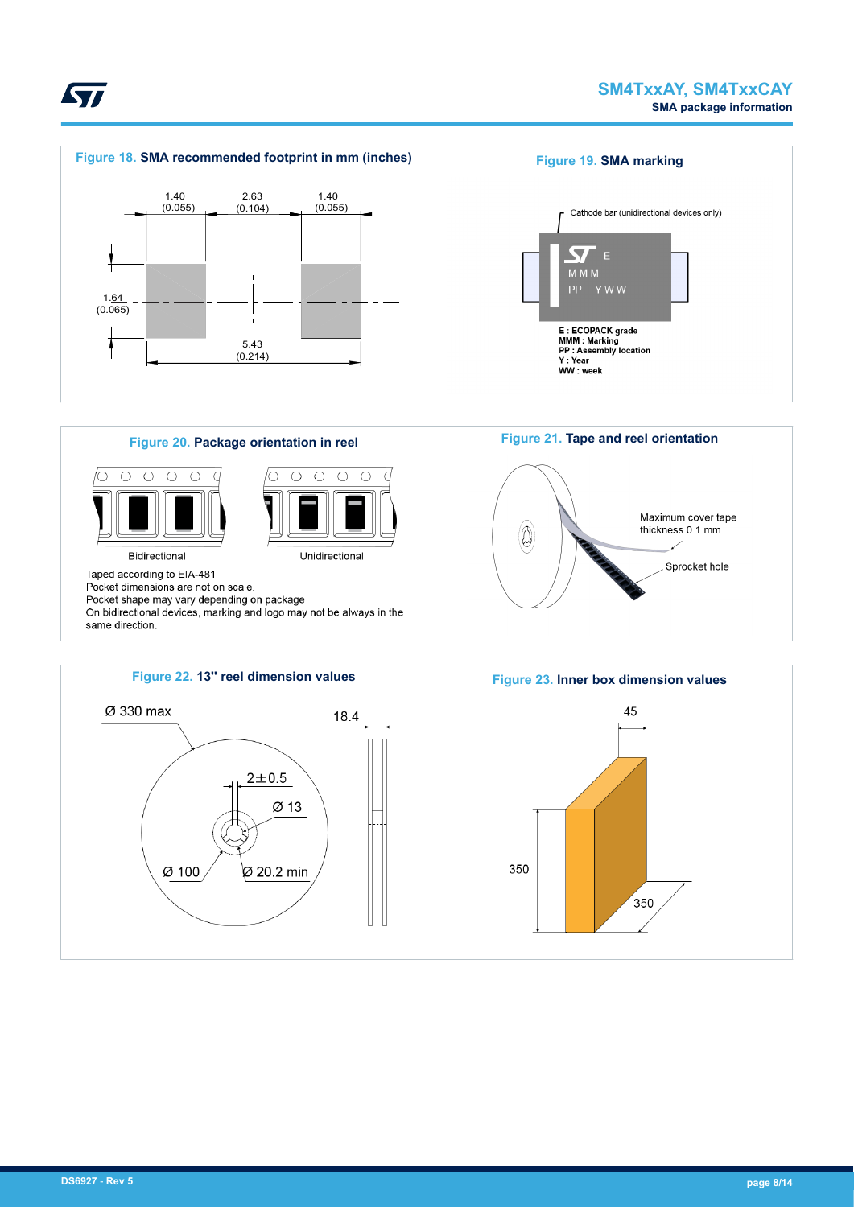**Figure 18. SMA recommended footprint in mm (inches)**

1.40 (0.055) | 2.63 (0.104) | 1.40 (0.055)

1.64 (0.065)

5.43 (0.214)

**Figure 19. SMA marking**

Cathode bar (unidirectional devices only)

E

MMM

PP YWW

E : ECOPACK grade
MMM : Marking
PP : Assembly location
Y : Year
WW : week

**Figure 20. Package orientation in reel**

Bidirectional

Unidirectional

Taped according to EIA-481
Pocket dimensions are not on scale.
Pocket shape may vary depending on package
On bidirectional devices, marking and logo may not be always in the same direction.

**Figure 21. Tape and reel orientation**

Maximum cover tape thickness 0.1 mm

Sprocket hole

**Figure 22. 13" reel dimension values**

Ø 330 max

18.4

2±0.5

Ø 13

Ø 100

Ø 20.2 min

**Figure 23. Inner box dimension values**

45

350

350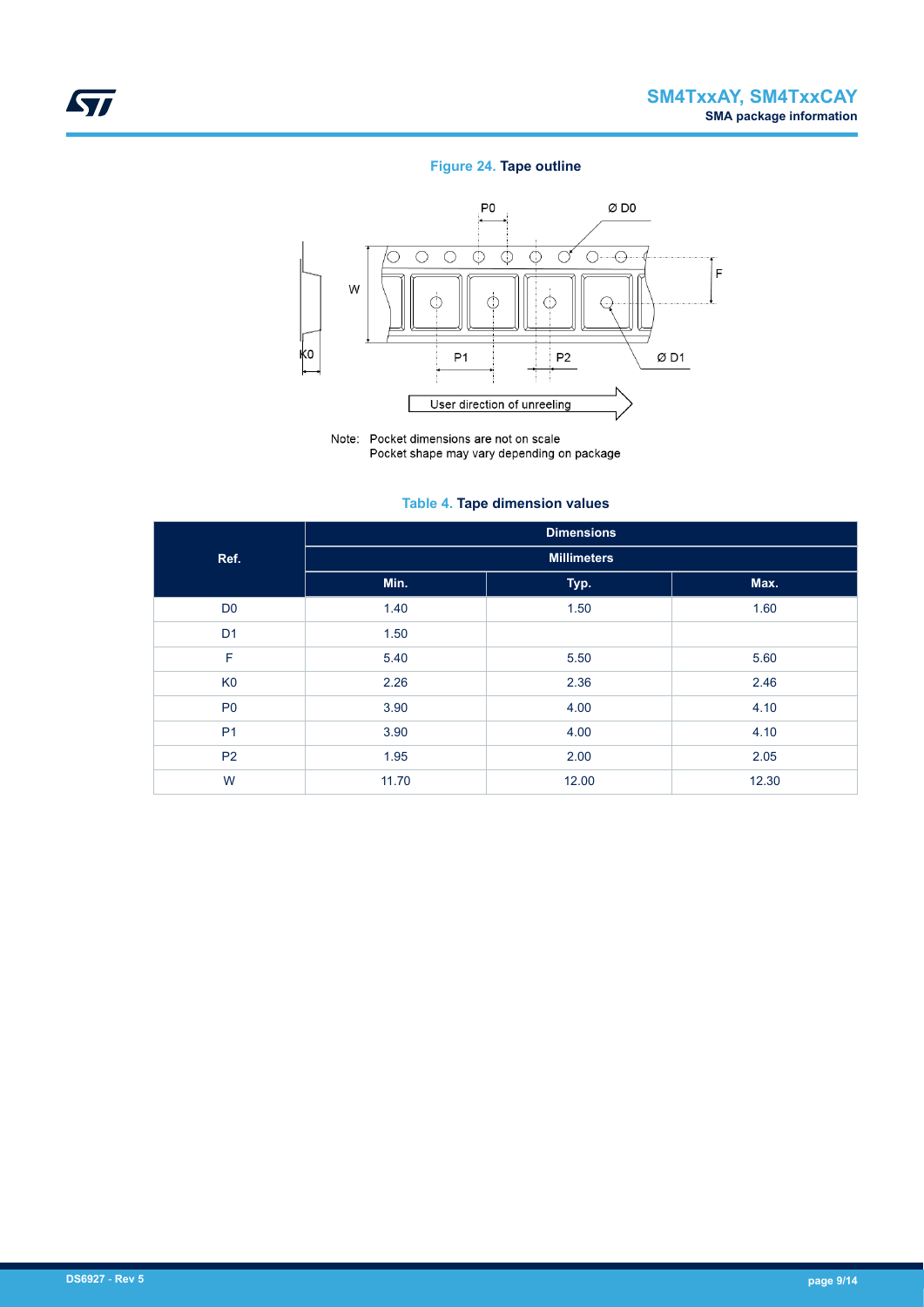Figure 24. Tape outline

Note: Pocket dimensions are not on scale
Pocket shape may vary depending on package

Table 4. Tape dimension values

| Ref. | Dimensions | | |
|---|---|---|---|
| | Millimeters | | |
| | Min. | Typ. | Max. |
| D0 | 1.40 | 1.50 | 1.60 |
| D1 | 1.50 | | |
| F | 5.40 | 5.50 | 5.60 |
| K0 | 2.26 | 2.36 | 2.46 |
| P0 | 3.90 | 4.00 | 4.10 |
| P1 | 3.90 | 4.00 | 4.10 |
| P2 | 1.95 | 2.00 | 2.05 |
| W | 11.70 | 12.00 | 12.30 |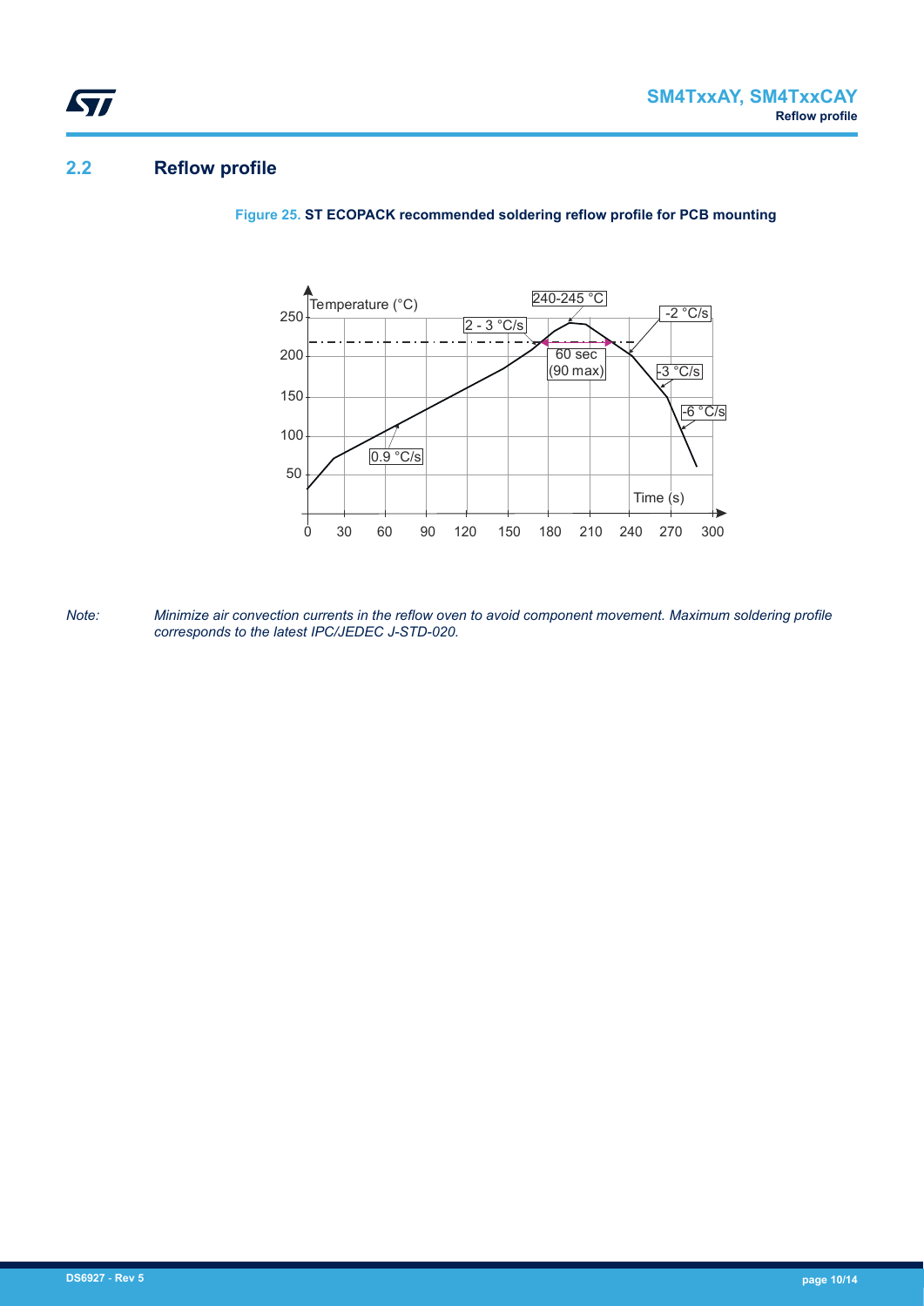## 2.2 Reflow profile

Figure 25. ST ECOPACK recommended soldering reflow profile for PCB mounting

*Note: Minimize air convection currents in the reflow oven to avoid component movement. Maximum soldering profile corresponds to the latest IPC/JEDEC J-STD-020.*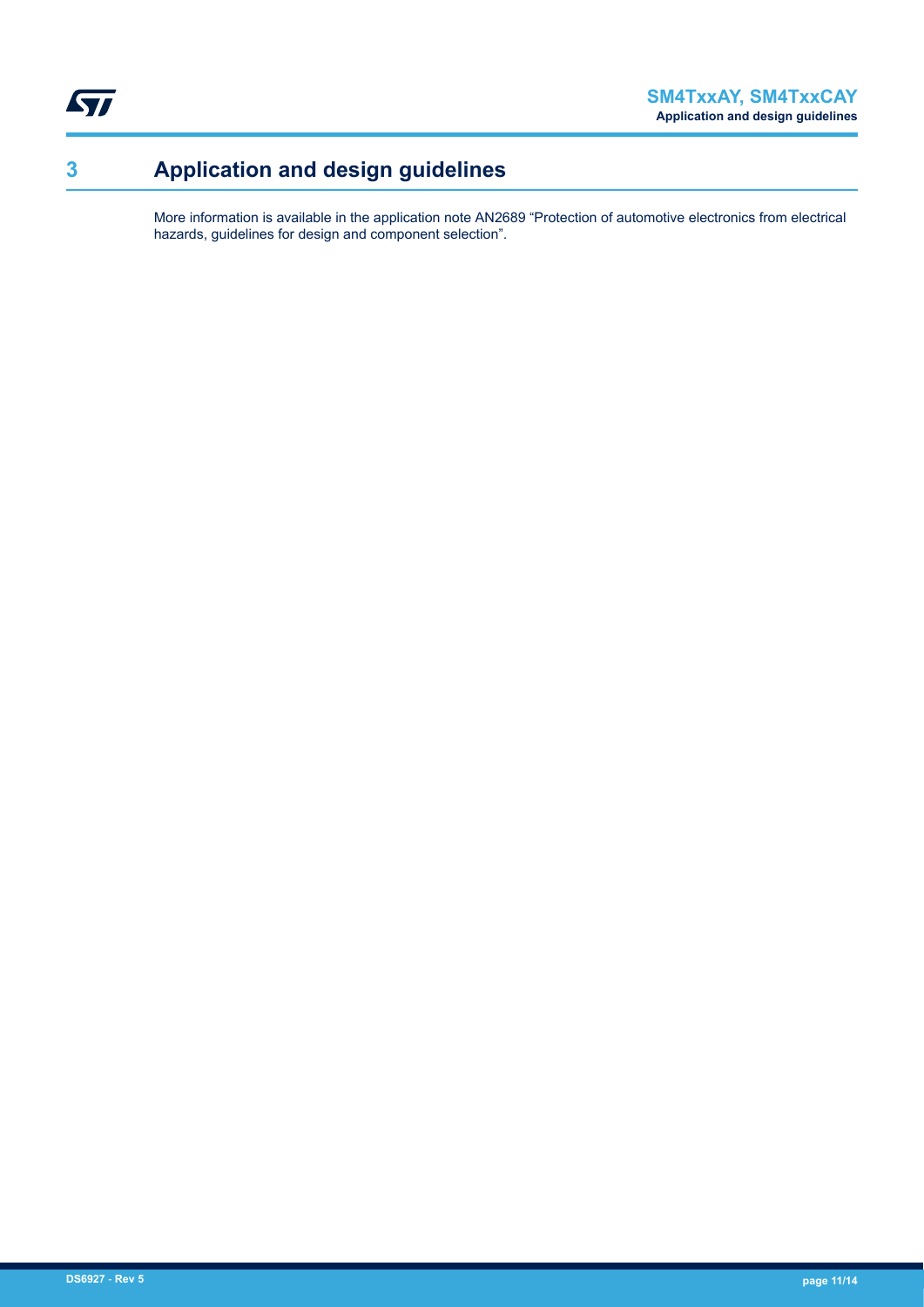# 3 Application and design guidelines

More information is available in the application note AN2689 “Protection of automotive electronics from electrical hazards, guidelines for design and component selection”.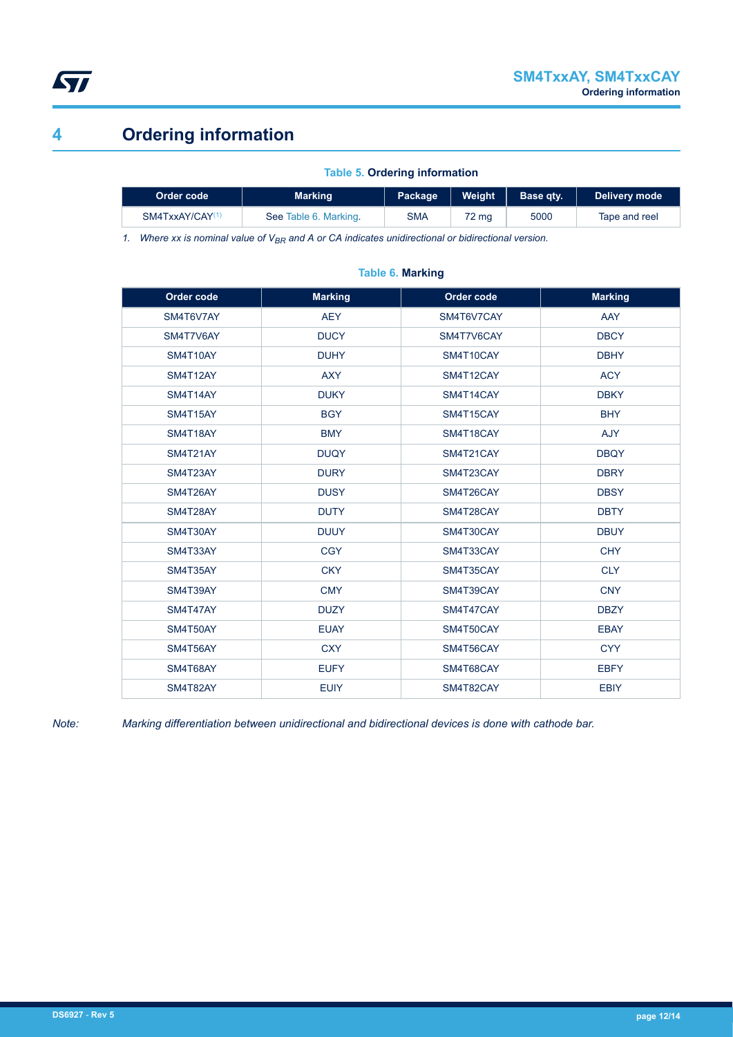# 4 Ordering information

**Table 5. Ordering information**

| Order code | Marking | Package | Weight | Base qty. | Delivery mode |
|---|---|---|---|---|---|
| SM4TxxAY/CAY[(1)] | See Table 6. Marking. | SMA | 72 mg | 5000 | Tape and reel |

1. *Where xx is nominal value of $V_{BR}$ and A or CA indicates unidirectional or bidirectional version.*

**Table 6. Marking**

| Order code | Marking | Order code | Marking |
|---|---|---|---|
| SM4T6V7AY | AEY | SM4T6V7CAY | AAY |
| SM4T7V6AY | DUCY | SM4T7V6CAY | DBCY |
| SM4T10AY | DUHY | SM4T10CAY | DBHY |
| SM4T12AY | AXY | SM4T12CAY | ACY |
| SM4T14AY | DUKY | SM4T14CAY | DBKY |
| SM4T15AY | BGY | SM4T15CAY | BHY |
| SM4T18AY | BMY | SM4T18CAY | AJY |
| SM4T21AY | DUQY | SM4T21CAY | DBQY |
| SM4T23AY | DURY | SM4T23CAY | DBRY |
| SM4T26AY | DUSY | SM4T26CAY | DBSY |
| SM4T28AY | DUTY | SM4T28CAY | DBTY |
| SM4T30AY | DUUY | SM4T30CAY | DBUY |
| SM4T33AY | CGY | SM4T33CAY | CHY |
| SM4T35AY | CKY | SM4T35CAY | CLY |
| SM4T39AY | CMY | SM4T39CAY | CNY |
| SM4T47AY | DUZY | SM4T47CAY | DBZY |
| SM4T50AY | EUAY | SM4T50CAY | EBAY |
| SM4T56AY | CXY | SM4T56CAY | CYY |
| SM4T68AY | EUFY | SM4T68CAY | EBFY |
| SM4T82AY | EUIY | SM4T82CAY | EBIY |

*Note: Marking differentiation between unidirectional and bidirectional devices is done with cathode bar.*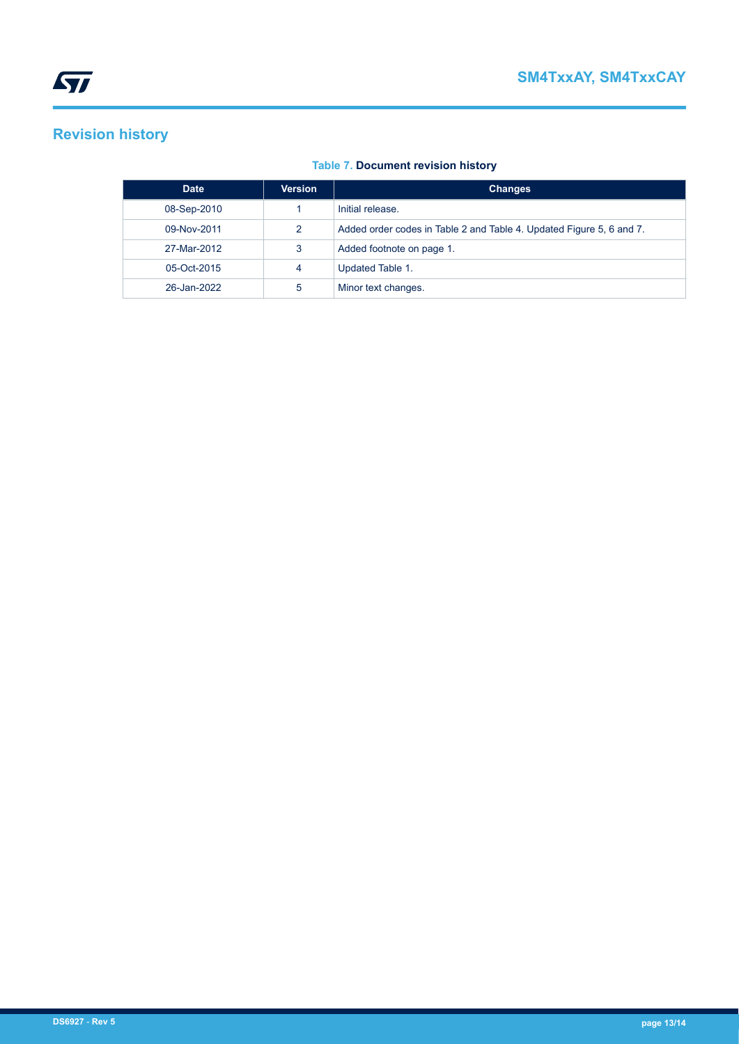# Revision history

**Table 7. Document revision history**

| Date | Version | Changes |
|---|---|---|
| 08-Sep-2010 | 1 | Initial release. |
| 09-Nov-2011 | 2 | Added order codes in Table 2 and Table 4. Updated Figure 5, 6 and 7. |
| 27-Mar-2012 | 3 | Added footnote on page 1. |
| 05-Oct-2015 | 4 | Updated Table 1. |
| 26-Jan-2022 | 5 | Minor text changes. |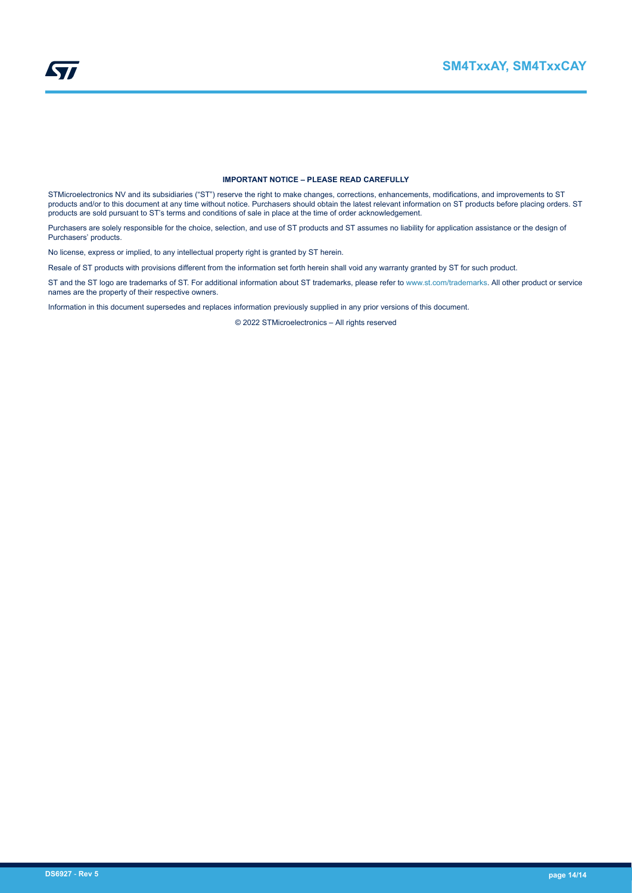**IMPORTANT NOTICE – PLEASE READ CAREFULLY**

STMicroelectronics NV and its subsidiaries ("ST") reserve the right to make changes, corrections, enhancements, modifications, and improvements to ST products and/or to this document at any time without notice. Purchasers should obtain the latest relevant information on ST products before placing orders. ST products are sold pursuant to ST's terms and conditions of sale in place at the time of order acknowledgement.

Purchasers are solely responsible for the choice, selection, and use of ST products and ST assumes no liability for application assistance or the design of Purchasers' products.

No license, express or implied, to any intellectual property right is granted by ST herein.

Resale of ST products with provisions different from the information set forth herein shall void any warranty granted by ST for such product.

ST and the ST logo are trademarks of ST. For additional information about ST trademarks, please refer to www.st.com/trademarks. All other product or service names are the property of their respective owners.

Information in this document supersedes and replaces information previously supplied in any prior versions of this document.

© 2022 STMicroelectronics – All rights reserved